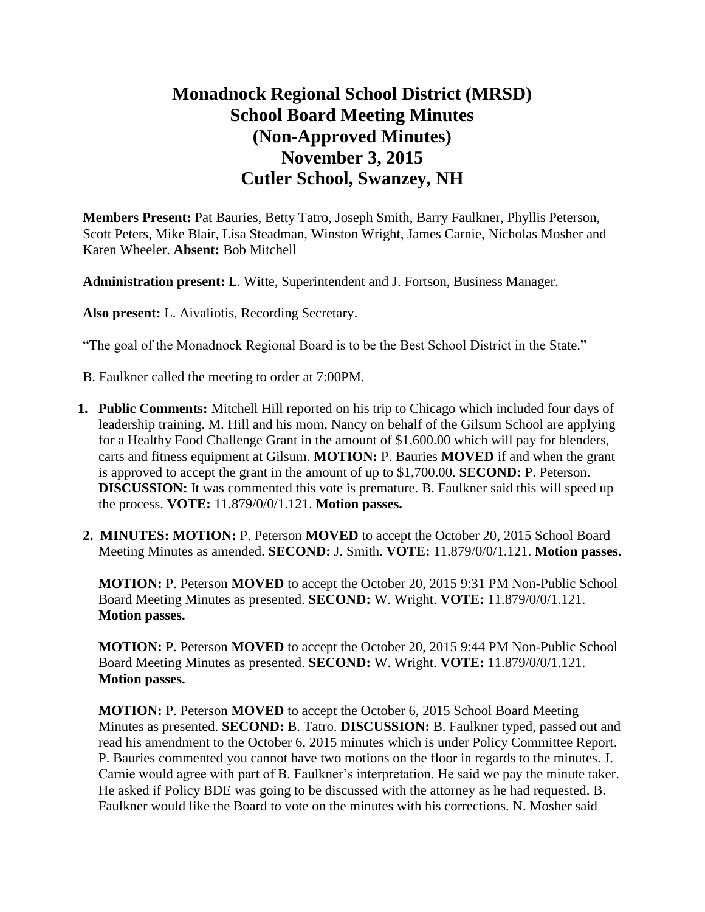# Monadnock Regional School District (MRSD)
# School Board Meeting Minutes
# (Non-Approved Minutes)
# November 3, 2015
# Cutler School, Swanzey, NH

**Members Present:** Pat Bauries, Betty Tatro, Joseph Smith, Barry Faulkner, Phyllis Peterson, Scott Peters, Mike Blair, Lisa Steadman, Winston Wright, James Carnie, Nicholas Mosher and Karen Wheeler. **Absent:** Bob Mitchell

**Administration present:** L. Witte, Superintendent and J. Fortson, Business Manager.

**Also present:** L. Aivaliotis, Recording Secretary.

"The goal of the Monadnock Regional Board is to be the Best School District in the State."

B. Faulkner called the meeting to order at 7:00PM.

1. **Public Comments:** Mitchell Hill reported on his trip to Chicago which included four days of leadership training. M. Hill and his mom, Nancy on behalf of the Gilsum School are applying for a Healthy Food Challenge Grant in the amount of $1,600.00 which will pay for blenders, carts and fitness equipment at Gilsum. **MOTION:** P. Bauries **MOVED** if and when the grant is approved to accept the grant in the amount of up to $1,700.00. **SECOND:** P. Peterson. **DISCUSSION:** It was commented this vote is premature. B. Faulkner said this will speed up the process. **VOTE:** 11.879/0/0/1.121. **Motion passes.**

2. **MINUTES: MOTION:** P. Peterson **MOVED** to accept the October 20, 2015 School Board Meeting Minutes as amended. **SECOND:** J. Smith. **VOTE:** 11.879/0/0/1.121. **Motion passes.**

   **MOTION:** P. Peterson **MOVED** to accept the October 20, 2015 9:31 PM Non-Public School Board Meeting Minutes as presented. **SECOND:** W. Wright. **VOTE:** 11.879/0/0/1.121. **Motion passes.**

   **MOTION:** P. Peterson **MOVED** to accept the October 20, 2015 9:44 PM Non-Public School Board Meeting Minutes as presented. **SECOND:** W. Wright. **VOTE:** 11.879/0/0/1.121. **Motion passes.**

   **MOTION:** P. Peterson **MOVED** to accept the October 6, 2015 School Board Meeting Minutes as presented. **SECOND:** B. Tatro. **DISCUSSION:** B. Faulkner typed, passed out and read his amendment to the October 6, 2015 minutes which is under Policy Committee Report. P. Bauries commented you cannot have two motions on the floor in regards to the minutes. J. Carnie would agree with part of B. Faulkner's interpretation. He said we pay the minute taker. He asked if Policy BDE was going to be discussed with the attorney as he had requested. B. Faulkner would like the Board to vote on the minutes with his corrections. N. Mosher said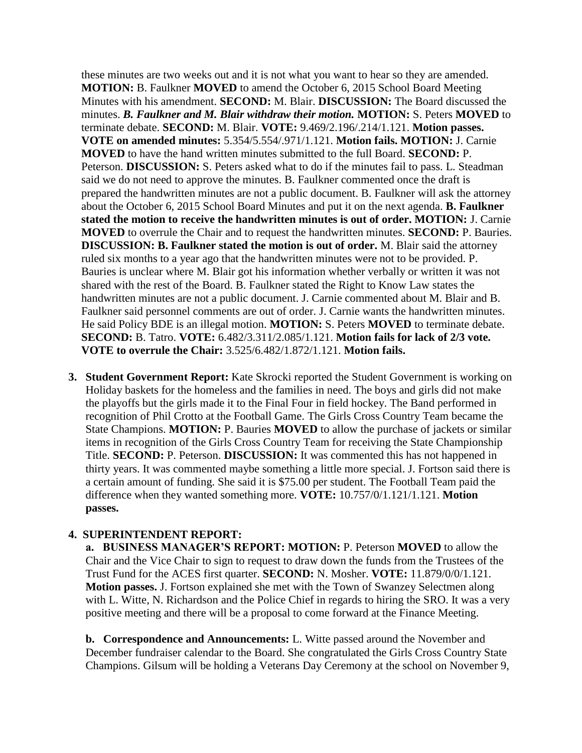these minutes are two weeks out and it is not what you want to hear so they are amended. **MOTION:** B. Faulkner **MOVED** to amend the October 6, 2015 School Board Meeting Minutes with his amendment. **SECOND:** M. Blair. **DISCUSSION:** The Board discussed the minutes. ***B. Faulkner and M. Blair withdraw their motion.*** **MOTION:** S. Peters **MOVED** to terminate debate. **SECOND:** M. Blair. **VOTE:** 9.469/2.196/.214/1.121. **Motion passes. VOTE on amended minutes:** 5.354/5.554/.971/1.121. **Motion fails. MOTION:** J. Carnie **MOVED** to have the hand written minutes submitted to the full Board. **SECOND:** P. Peterson. **DISCUSSION:** S. Peters asked what to do if the minutes fail to pass. L. Steadman said we do not need to approve the minutes. B. Faulkner commented once the draft is prepared the handwritten minutes are not a public document. B. Faulkner will ask the attorney about the October 6, 2015 School Board Minutes and put it on the next agenda. **B. Faulkner stated the motion to receive the handwritten minutes is out of order. MOTION:** J. Carnie **MOVED** to overrule the Chair and to request the handwritten minutes. **SECOND:** P. Bauries. **DISCUSSION: B. Faulkner stated the motion is out of order.** M. Blair said the attorney ruled six months to a year ago that the handwritten minutes were not to be provided. P. Bauries is unclear where M. Blair got his information whether verbally or written it was not shared with the rest of the Board. B. Faulkner stated the Right to Know Law states the handwritten minutes are not a public document. J. Carnie commented about M. Blair and B. Faulkner said personnel comments are out of order. J. Carnie wants the handwritten minutes. He said Policy BDE is an illegal motion. **MOTION:** S. Peters **MOVED** to terminate debate. **SECOND:** B. Tatro. **VOTE:** 6.482/3.311/2.085/1.121. **Motion fails for lack of 2/3 vote. VOTE to overrule the Chair:** 3.525/6.482/1.872/1.121. **Motion fails.**

3. **Student Government Report:** Kate Skrocki reported the Student Government is working on Holiday baskets for the homeless and the families in need. The boys and girls did not make the playoffs but the girls made it to the Final Four in field hockey. The Band performed in recognition of Phil Crotto at the Football Game. The Girls Cross Country Team became the State Champions. **MOTION:** P. Bauries **MOVED** to allow the purchase of jackets or similar items in recognition of the Girls Cross Country Team for receiving the State Championship Title. **SECOND:** P. Peterson. **DISCUSSION:** It was commented this has not happened in thirty years. It was commented maybe something a little more special. J. Fortson said there is a certain amount of funding. She said it is $75.00 per student. The Football Team paid the difference when they wanted something more. **VOTE:** 10.757/0/1.121/1.121. **Motion passes.**

4. **SUPERINTENDENT REPORT:**

   a. **BUSINESS MANAGER'S REPORT: MOTION:** P. Peterson **MOVED** to allow the Chair and the Vice Chair to sign to request to draw down the funds from the Trustees of the Trust Fund for the ACES first quarter. **SECOND:** N. Mosher. **VOTE:** 11.879/0/0/1.121. **Motion passes.** J. Fortson explained she met with the Town of Swanzey Selectmen along with L. Witte, N. Richardson and the Police Chief in regards to hiring the SRO. It was a very positive meeting and there will be a proposal to come forward at the Finance Meeting.

   b. **Correspondence and Announcements:** L. Witte passed around the November and December fundraiser calendar to the Board. She congratulated the Girls Cross Country State Champions. Gilsum will be holding a Veterans Day Ceremony at the school on November 9,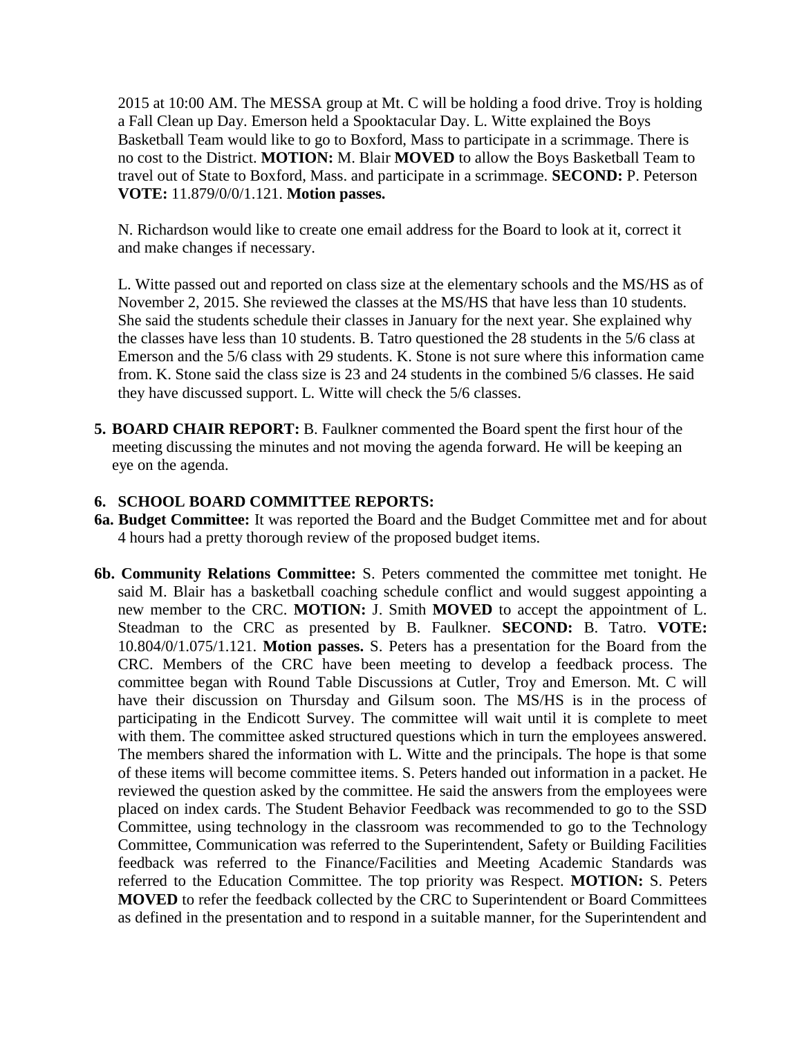2015 at 10:00 AM. The MESSA group at Mt. C will be holding a food drive. Troy is holding a Fall Clean up Day. Emerson held a Spooktacular Day. L. Witte explained the Boys Basketball Team would like to go to Boxford, Mass to participate in a scrimmage. There is no cost to the District. **MOTION:** M. Blair **MOVED** to allow the Boys Basketball Team to travel out of State to Boxford, Mass. and participate in a scrimmage. **SECOND:** P. Peterson **VOTE:** 11.879/0/0/1.121. **Motion passes.**

N. Richardson would like to create one email address for the Board to look at it, correct it and make changes if necessary.

L. Witte passed out and reported on class size at the elementary schools and the MS/HS as of November 2, 2015. She reviewed the classes at the MS/HS that have less than 10 students. She said the students schedule their classes in January for the next year. She explained why the classes have less than 10 students. B. Tatro questioned the 28 students in the 5/6 class at Emerson and the 5/6 class with 29 students. K. Stone is not sure where this information came from. K. Stone said the class size is 23 and 24 students in the combined 5/6 classes. He said they have discussed support. L. Witte will check the 5/6 classes.

**5. BOARD CHAIR REPORT:** B. Faulkner commented the Board spent the first hour of the meeting discussing the minutes and not moving the agenda forward. He will be keeping an eye on the agenda.

**6. SCHOOL BOARD COMMITTEE REPORTS:**

**6a. Budget Committee:** It was reported the Board and the Budget Committee met and for about 4 hours had a pretty thorough review of the proposed budget items.

**6b. Community Relations Committee:** S. Peters commented the committee met tonight. He said M. Blair has a basketball coaching schedule conflict and would suggest appointing a new member to the CRC. **MOTION:** J. Smith **MOVED** to accept the appointment of L. Steadman to the CRC as presented by B. Faulkner. **SECOND:** B. Tatro. **VOTE:** 10.804/0/1.075/1.121. **Motion passes.** S. Peters has a presentation for the Board from the CRC. Members of the CRC have been meeting to develop a feedback process. The committee began with Round Table Discussions at Cutler, Troy and Emerson. Mt. C will have their discussion on Thursday and Gilsum soon. The MS/HS is in the process of participating in the Endicott Survey. The committee will wait until it is complete to meet with them. The committee asked structured questions which in turn the employees answered. The members shared the information with L. Witte and the principals. The hope is that some of these items will become committee items. S. Peters handed out information in a packet. He reviewed the question asked by the committee. He said the answers from the employees were placed on index cards. The Student Behavior Feedback was recommended to go to the SSD Committee, using technology in the classroom was recommended to go to the Technology Committee, Communication was referred to the Superintendent, Safety or Building Facilities feedback was referred to the Finance/Facilities and Meeting Academic Standards was referred to the Education Committee. The top priority was Respect. **MOTION:** S. Peters **MOVED** to refer the feedback collected by the CRC to Superintendent or Board Committees as defined in the presentation and to respond in a suitable manner, for the Superintendent and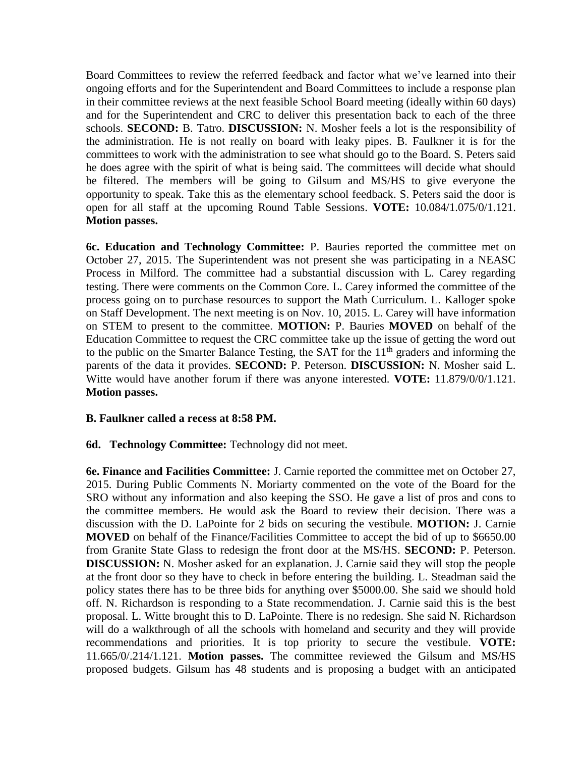Board Committees to review the referred feedback and factor what we've learned into their ongoing efforts and for the Superintendent and Board Committees to include a response plan in their committee reviews at the next feasible School Board meeting (ideally within 60 days) and for the Superintendent and CRC to deliver this presentation back to each of the three schools. **SECOND:** B. Tatro. **DISCUSSION:** N. Mosher feels a lot is the responsibility of the administration. He is not really on board with leaky pipes. B. Faulkner it is for the committees to work with the administration to see what should go to the Board. S. Peters said he does agree with the spirit of what is being said. The committees will decide what should be filtered. The members will be going to Gilsum and MS/HS to give everyone the opportunity to speak. Take this as the elementary school feedback. S. Peters said the door is open for all staff at the upcoming Round Table Sessions. **VOTE:** 10.084/1.075/0/1.121. **Motion passes.**

**6c. Education and Technology Committee:** P. Bauries reported the committee met on October 27, 2015. The Superintendent was not present she was participating in a NEASC Process in Milford. The committee had a substantial discussion with L. Carey regarding testing. There were comments on the Common Core. L. Carey informed the committee of the process going on to purchase resources to support the Math Curriculum. L. Kalloger spoke on Staff Development. The next meeting is on Nov. 10, 2015. L. Carey will have information on STEM to present to the committee. **MOTION:** P. Bauries **MOVED** on behalf of the Education Committee to request the CRC committee take up the issue of getting the word out to the public on the Smarter Balance Testing, the SAT for the 11th graders and informing the parents of the data it provides. **SECOND:** P. Peterson. **DISCUSSION:** N. Mosher said L. Witte would have another forum if there was anyone interested. **VOTE:** 11.879/0/0/1.121. **Motion passes.**

**B. Faulkner called a recess at 8:58 PM.**

**6d. Technology Committee:** Technology did not meet.

**6e. Finance and Facilities Committee:** J. Carnie reported the committee met on October 27, 2015. During Public Comments N. Moriarty commented on the vote of the Board for the SRO without any information and also keeping the SSO. He gave a list of pros and cons to the committee members. He would ask the Board to review their decision. There was a discussion with the D. LaPointe for 2 bids on securing the vestibule. **MOTION:** J. Carnie **MOVED** on behalf of the Finance/Facilities Committee to accept the bid of up to $6650.00 from Granite State Glass to redesign the front door at the MS/HS. **SECOND:** P. Peterson. **DISCUSSION:** N. Mosher asked for an explanation. J. Carnie said they will stop the people at the front door so they have to check in before entering the building. L. Steadman said the policy states there has to be three bids for anything over $5000.00. She said we should hold off. N. Richardson is responding to a State recommendation. J. Carnie said this is the best proposal. L. Witte brought this to D. LaPointe. There is no redesign. She said N. Richardson will do a walkthrough of all the schools with homeland and security and they will provide recommendations and priorities. It is top priority to secure the vestibule. **VOTE:** 11.665/0/.214/1.121. **Motion passes.** The committee reviewed the Gilsum and MS/HS proposed budgets. Gilsum has 48 students and is proposing a budget with an anticipated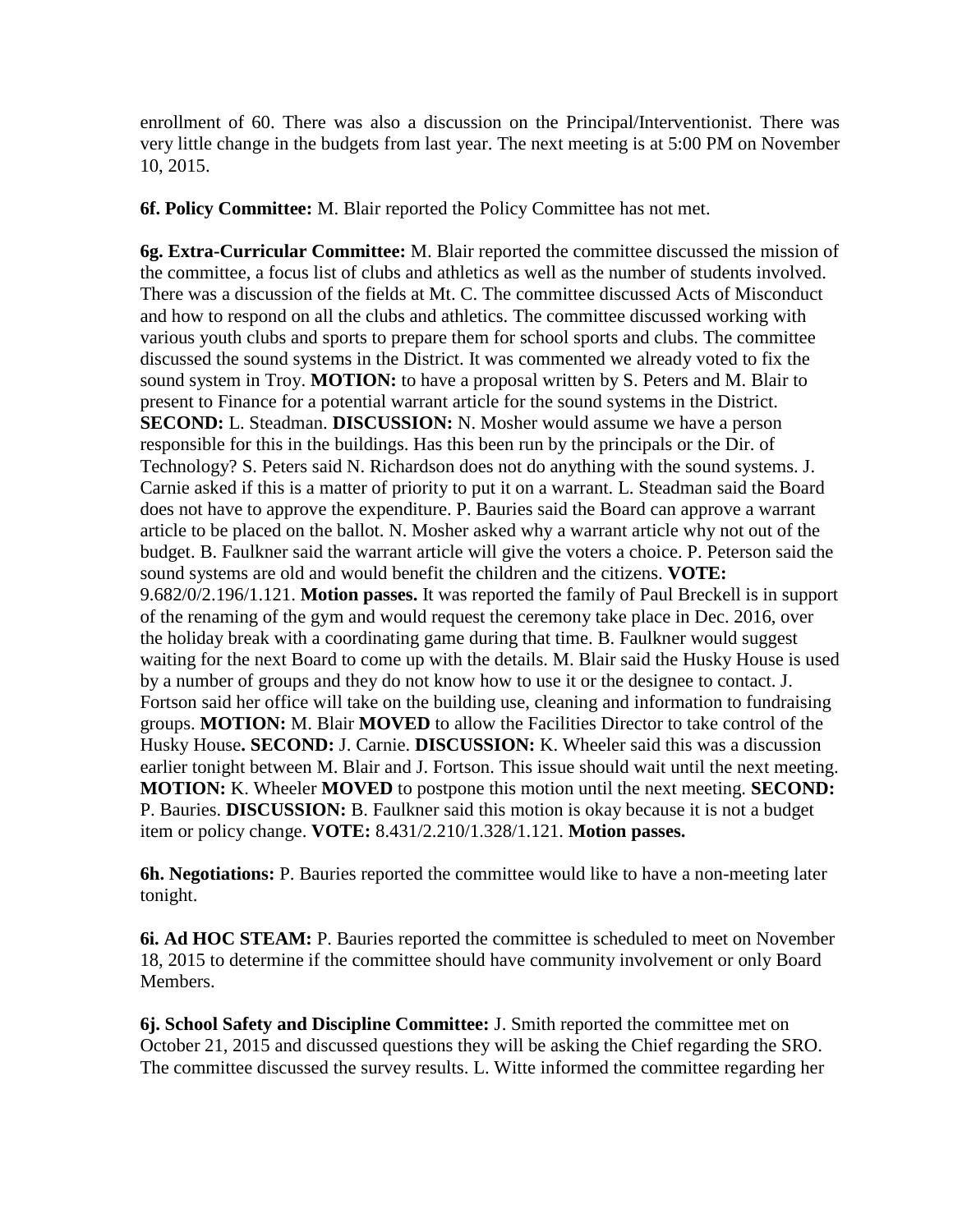enrollment of 60. There was also a discussion on the Principal/Interventionist. There was very little change in the budgets from last year. The next meeting is at 5:00 PM on November 10, 2015.

**6f. Policy Committee:** M. Blair reported the Policy Committee has not met.

**6g. Extra-Curricular Committee:** M. Blair reported the committee discussed the mission of the committee, a focus list of clubs and athletics as well as the number of students involved. There was a discussion of the fields at Mt. C. The committee discussed Acts of Misconduct and how to respond on all the clubs and athletics. The committee discussed working with various youth clubs and sports to prepare them for school sports and clubs. The committee discussed the sound systems in the District. It was commented we already voted to fix the sound system in Troy. **MOTION:** to have a proposal written by S. Peters and M. Blair to present to Finance for a potential warrant article for the sound systems in the District. **SECOND:** L. Steadman. **DISCUSSION:** N. Mosher would assume we have a person responsible for this in the buildings. Has this been run by the principals or the Dir. of Technology? S. Peters said N. Richardson does not do anything with the sound systems. J. Carnie asked if this is a matter of priority to put it on a warrant. L. Steadman said the Board does not have to approve the expenditure. P. Bauries said the Board can approve a warrant article to be placed on the ballot. N. Mosher asked why a warrant article why not out of the budget. B. Faulkner said the warrant article will give the voters a choice. P. Peterson said the sound systems are old and would benefit the children and the citizens. **VOTE:** 9.682/0/2.196/1.121. **Motion passes.** It was reported the family of Paul Breckell is in support of the renaming of the gym and would request the ceremony take place in Dec. 2016, over the holiday break with a coordinating game during that time. B. Faulkner would suggest waiting for the next Board to come up with the details. M. Blair said the Husky House is used by a number of groups and they do not know how to use it or the designee to contact. J. Fortson said her office will take on the building use, cleaning and information to fundraising groups. **MOTION:** M. Blair **MOVED** to allow the Facilities Director to take control of the Husky House**. SECOND:** J. Carnie. **DISCUSSION:** K. Wheeler said this was a discussion earlier tonight between M. Blair and J. Fortson. This issue should wait until the next meeting. **MOTION:** K. Wheeler **MOVED** to postpone this motion until the next meeting. **SECOND:** P. Bauries. **DISCUSSION:** B. Faulkner said this motion is okay because it is not a budget item or policy change. **VOTE:** 8.431/2.210/1.328/1.121. **Motion passes.**

**6h. Negotiations:** P. Bauries reported the committee would like to have a non-meeting later tonight.

**6i. Ad HOC STEAM:** P. Bauries reported the committee is scheduled to meet on November 18, 2015 to determine if the committee should have community involvement or only Board Members.

**6j. School Safety and Discipline Committee:** J. Smith reported the committee met on October 21, 2015 and discussed questions they will be asking the Chief regarding the SRO. The committee discussed the survey results. L. Witte informed the committee regarding her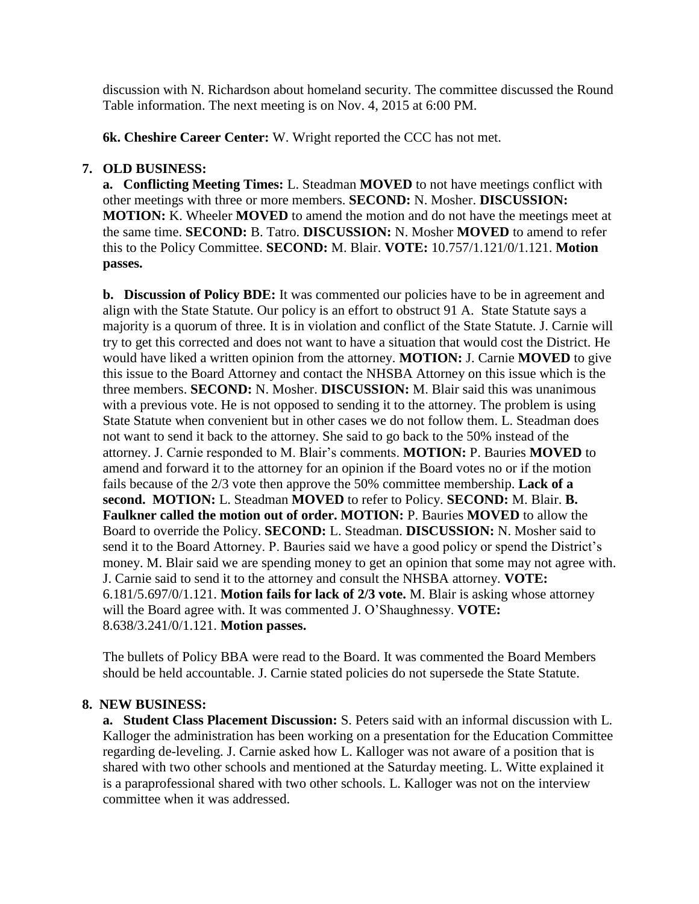discussion with N. Richardson about homeland security. The committee discussed the Round Table information. The next meeting is on Nov. 4, 2015 at 6:00 PM.

**6k. Cheshire Career Center:** W. Wright reported the CCC has not met.

**7. OLD BUSINESS:**

**a. Conflicting Meeting Times:** L. Steadman **MOVED** to not have meetings conflict with other meetings with three or more members. **SECOND:** N. Mosher. **DISCUSSION: MOTION:** K. Wheeler **MOVED** to amend the motion and do not have the meetings meet at the same time. **SECOND:** B. Tatro. **DISCUSSION:** N. Mosher **MOVED** to amend to refer this to the Policy Committee. **SECOND:** M. Blair. **VOTE:** 10.757/1.121/0/1.121. **Motion passes.**

**b. Discussion of Policy BDE:** It was commented our policies have to be in agreement and align with the State Statute. Our policy is an effort to obstruct 91 A. State Statute says a majority is a quorum of three. It is in violation and conflict of the State Statute. J. Carnie will try to get this corrected and does not want to have a situation that would cost the District. He would have liked a written opinion from the attorney. **MOTION:** J. Carnie **MOVED** to give this issue to the Board Attorney and contact the NHSBA Attorney on this issue which is the three members. **SECOND:** N. Mosher. **DISCUSSION:** M. Blair said this was unanimous with a previous vote. He is not opposed to sending it to the attorney. The problem is using State Statute when convenient but in other cases we do not follow them. L. Steadman does not want to send it back to the attorney. She said to go back to the 50% instead of the attorney. J. Carnie responded to M. Blair's comments. **MOTION:** P. Bauries **MOVED** to amend and forward it to the attorney for an opinion if the Board votes no or if the motion fails because of the 2/3 vote then approve the 50% committee membership. **Lack of a second. MOTION:** L. Steadman **MOVED** to refer to Policy. **SECOND:** M. Blair. **B. Faulkner called the motion out of order. MOTION:** P. Bauries **MOVED** to allow the Board to override the Policy. **SECOND:** L. Steadman. **DISCUSSION:** N. Mosher said to send it to the Board Attorney. P. Bauries said we have a good policy or spend the District's money. M. Blair said we are spending money to get an opinion that some may not agree with. J. Carnie said to send it to the attorney and consult the NHSBA attorney. **VOTE:** 6.181/5.697/0/1.121. **Motion fails for lack of 2/3 vote.** M. Blair is asking whose attorney will the Board agree with. It was commented J. O'Shaughnessy. **VOTE:** 8.638/3.241/0/1.121. **Motion passes.**

The bullets of Policy BBA were read to the Board. It was commented the Board Members should be held accountable. J. Carnie stated policies do not supersede the State Statute.

**8. NEW BUSINESS:**

**a. Student Class Placement Discussion:** S. Peters said with an informal discussion with L. Kalloger the administration has been working on a presentation for the Education Committee regarding de-leveling. J. Carnie asked how L. Kalloger was not aware of a position that is shared with two other schools and mentioned at the Saturday meeting. L. Witte explained it is a paraprofessional shared with two other schools. L. Kalloger was not on the interview committee when it was addressed.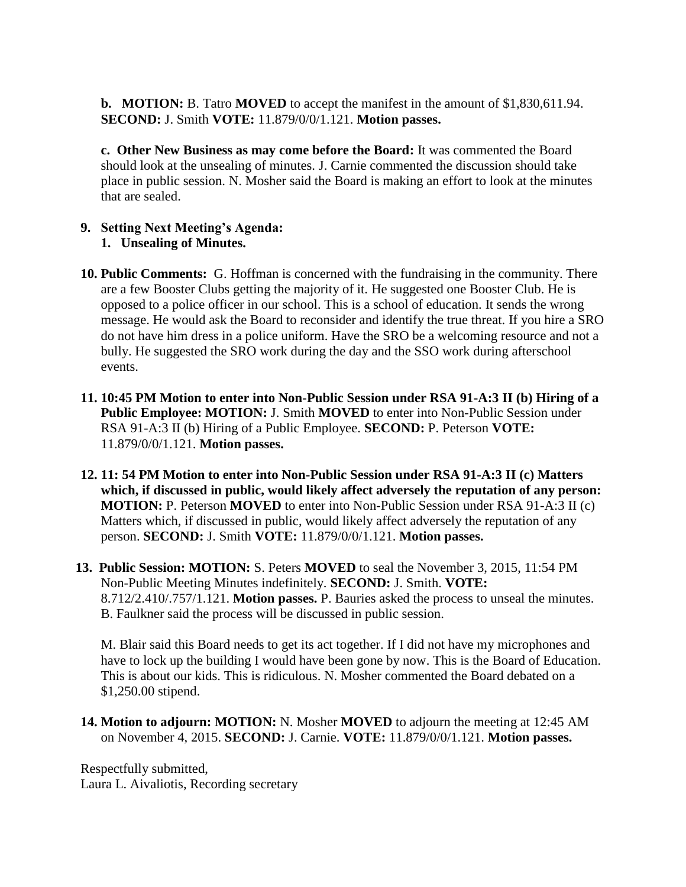**b. MOTION:** B. Tatro **MOVED** to accept the manifest in the amount of $1,830,611.94. **SECOND:** J. Smith **VOTE:** 11.879/0/0/1.121. **Motion passes.**

**c. Other New Business as may come before the Board:** It was commented the Board should look at the unsealing of minutes. J. Carnie commented the discussion should take place in public session. N. Mosher said the Board is making an effort to look at the minutes that are sealed.

9. **Setting Next Meeting's Agenda:**
   1. **Unsealing of Minutes.**

10. **Public Comments:** G. Hoffman is concerned with the fundraising in the community. There are a few Booster Clubs getting the majority of it. He suggested one Booster Club. He is opposed to a police officer in our school. This is a school of education. It sends the wrong message. He would ask the Board to reconsider and identify the true threat. If you hire a SRO do not have him dress in a police uniform. Have the SRO be a welcoming resource and not a bully. He suggested the SRO work during the day and the SSO work during afterschool events.

11. **10:45 PM Motion to enter into Non-Public Session under RSA 91-A:3 II (b) Hiring of a Public Employee: MOTION:** J. Smith **MOVED** to enter into Non-Public Session under RSA 91-A:3 II (b) Hiring of a Public Employee. **SECOND:** P. Peterson **VOTE:** 11.879/0/0/1.121. **Motion passes.**

12. **11: 54 PM Motion to enter into Non-Public Session under RSA 91-A:3 II (c) Matters which, if discussed in public, would likely affect adversely the reputation of any person: MOTION:** P. Peterson **MOVED** to enter into Non-Public Session under RSA 91-A:3 II (c) Matters which, if discussed in public, would likely affect adversely the reputation of any person. **SECOND:** J. Smith **VOTE:** 11.879/0/0/1.121. **Motion passes.**

13. **Public Session: MOTION:** S. Peters **MOVED** to seal the November 3, 2015, 11:54 PM Non-Public Meeting Minutes indefinitely. **SECOND:** J. Smith. **VOTE:** 8.712/2.410/.757/1.121. **Motion passes.** P. Bauries asked the process to unseal the minutes. B. Faulkner said the process will be discussed in public session.

    M. Blair said this Board needs to get its act together. If I did not have my microphones and have to lock up the building I would have been gone by now. This is the Board of Education. This is about our kids. This is ridiculous. N. Mosher commented the Board debated on a $1,250.00 stipend.

14. **Motion to adjourn: MOTION:** N. Mosher **MOVED** to adjourn the meeting at 12:45 AM on November 4, 2015. **SECOND:** J. Carnie. **VOTE:** 11.879/0/0/1.121. **Motion passes.**

Respectfully submitted,
Laura L. Aivaliotis, Recording secretary